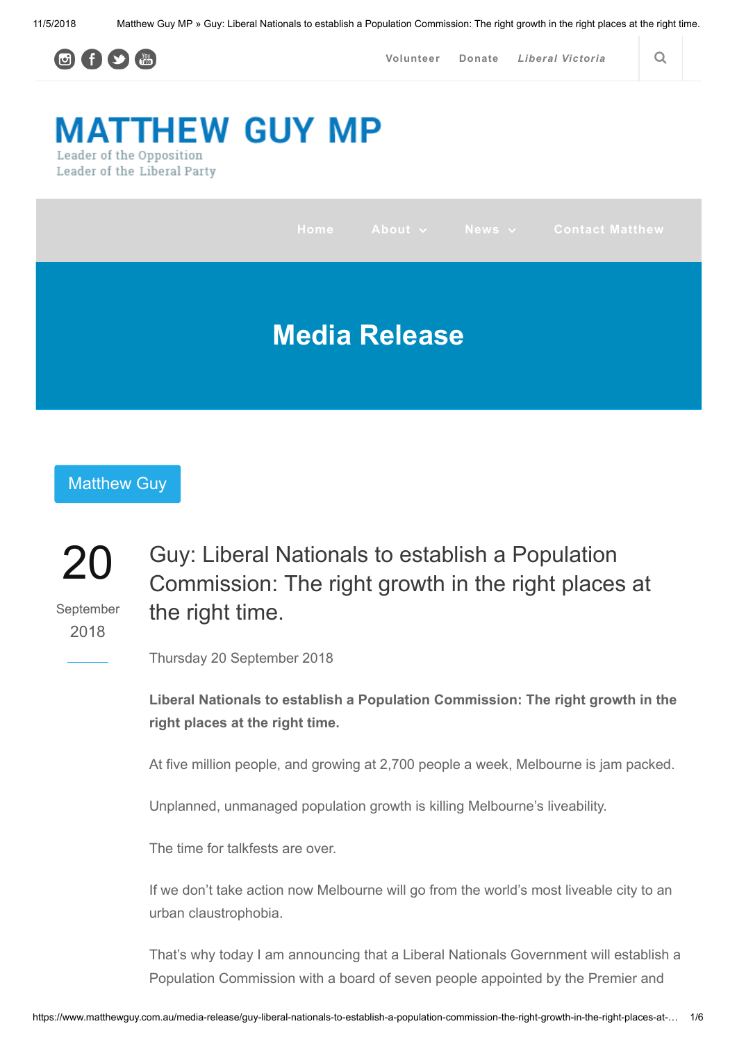# MATTHEW GUY MP

Leader of the Opposition
Leader of the Liberal Party

Home About News Contact Matthew

## Media Release

Matthew Guy

20
September
2018

## Guy: Liberal Nationals to establish a Population Commission: The right growth in the right places at the right time.

Thursday 20 September 2018

**Liberal Nationals to establish a Population Commission: The right growth in the right places at the right time.**

At five million people, and growing at 2,700 people a week, Melbourne is jam packed.

Unplanned, unmanaged population growth is killing Melbourne's liveability.

The time for talkfests are over.

If we don't take action now Melbourne will go from the world's most liveable city to an urban claustrophobia.

That's why today I am announcing that a Liberal Nationals Government will establish a Population Commission with a board of seven people appointed by the Premier and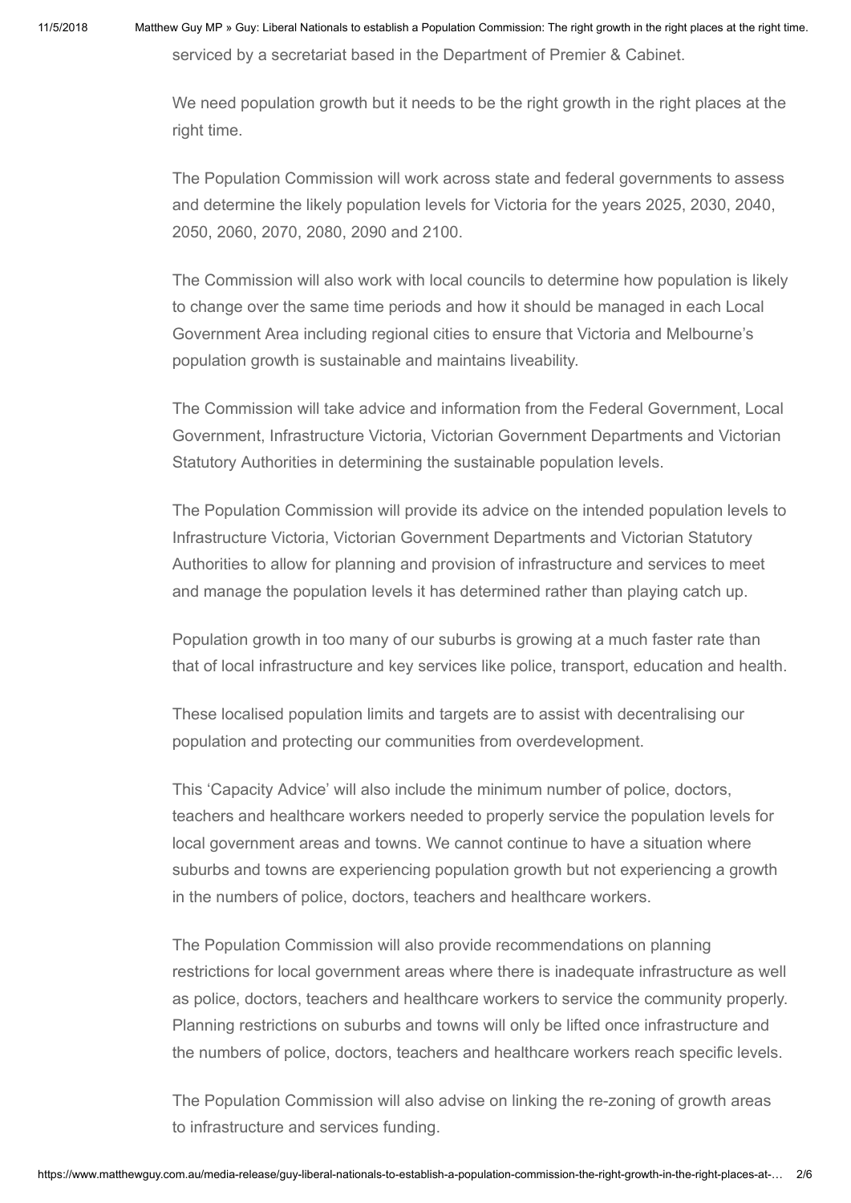serviced by a secretariat based in the Department of Premier & Cabinet.

We need population growth but it needs to be the right growth in the right places at the right time.

The Population Commission will work across state and federal governments to assess and determine the likely population levels for Victoria for the years 2025, 2030, 2040, 2050, 2060, 2070, 2080, 2090 and 2100.

The Commission will also work with local councils to determine how population is likely to change over the same time periods and how it should be managed in each Local Government Area including regional cities to ensure that Victoria and Melbourne's population growth is sustainable and maintains liveability.

The Commission will take advice and information from the Federal Government, Local Government, Infrastructure Victoria, Victorian Government Departments and Victorian Statutory Authorities in determining the sustainable population levels.

The Population Commission will provide its advice on the intended population levels to Infrastructure Victoria, Victorian Government Departments and Victorian Statutory Authorities to allow for planning and provision of infrastructure and services to meet and manage the population levels it has determined rather than playing catch up.

Population growth in too many of our suburbs is growing at a much faster rate than that of local infrastructure and key services like police, transport, education and health.

These localised population limits and targets are to assist with decentralising our population and protecting our communities from overdevelopment.

This 'Capacity Advice' will also include the minimum number of police, doctors, teachers and healthcare workers needed to properly service the population levels for local government areas and towns. We cannot continue to have a situation where suburbs and towns are experiencing population growth but not experiencing a growth in the numbers of police, doctors, teachers and healthcare workers.

The Population Commission will also provide recommendations on planning restrictions for local government areas where there is inadequate infrastructure as well as police, doctors, teachers and healthcare workers to service the community properly. Planning restrictions on suburbs and towns will only be lifted once infrastructure and the numbers of police, doctors, teachers and healthcare workers reach specific levels.

The Population Commission will also advise on linking the re-zoning of growth areas to infrastructure and services funding.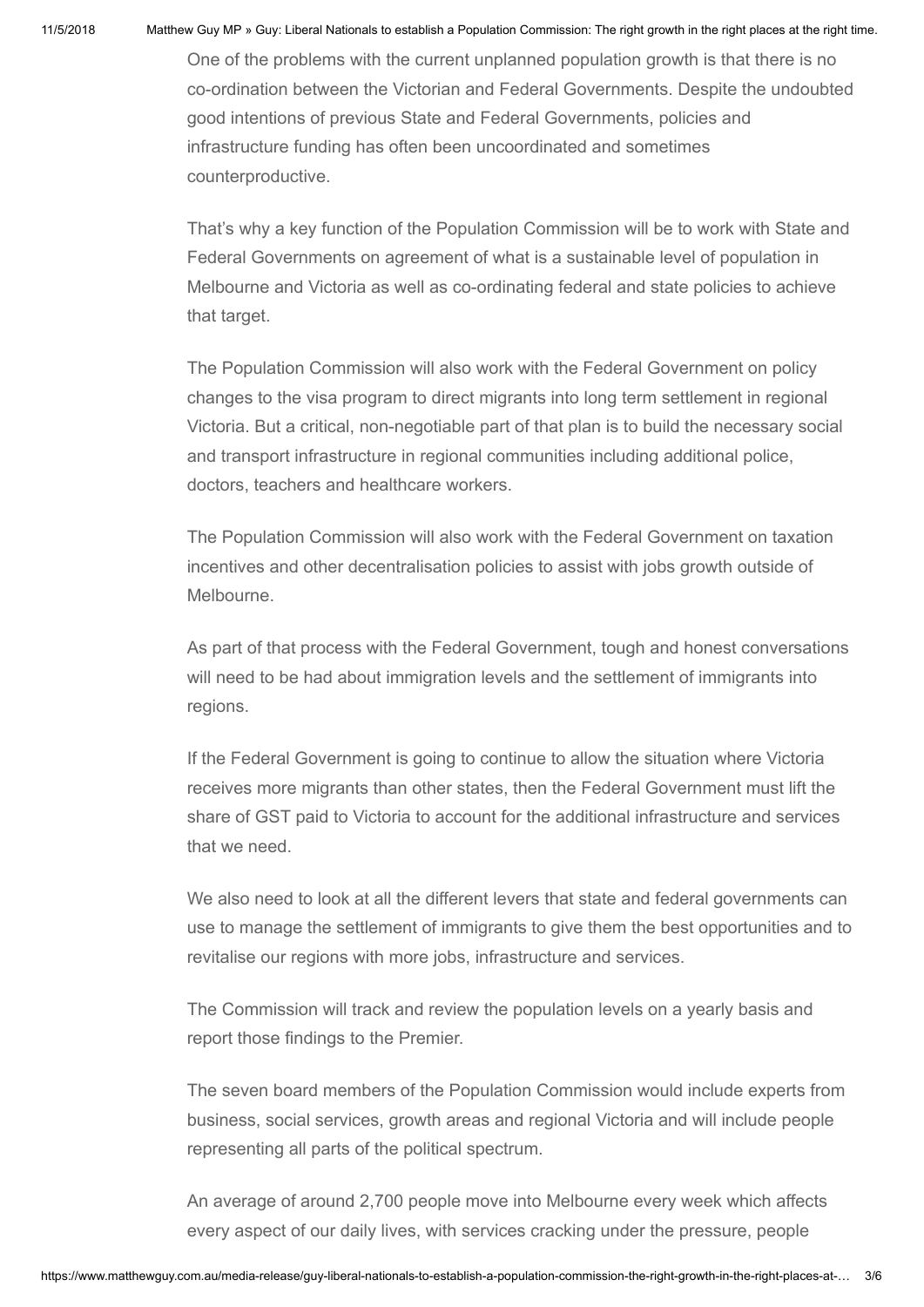One of the problems with the current unplanned population growth is that there is no co-ordination between the Victorian and Federal Governments. Despite the undoubted good intentions of previous State and Federal Governments, policies and infrastructure funding has often been uncoordinated and sometimes counterproductive.

That's why a key function of the Population Commission will be to work with State and Federal Governments on agreement of what is a sustainable level of population in Melbourne and Victoria as well as co-ordinating federal and state policies to achieve that target.

The Population Commission will also work with the Federal Government on policy changes to the visa program to direct migrants into long term settlement in regional Victoria. But a critical, non-negotiable part of that plan is to build the necessary social and transport infrastructure in regional communities including additional police, doctors, teachers and healthcare workers.

The Population Commission will also work with the Federal Government on taxation incentives and other decentralisation policies to assist with jobs growth outside of Melbourne.

As part of that process with the Federal Government, tough and honest conversations will need to be had about immigration levels and the settlement of immigrants into regions.

If the Federal Government is going to continue to allow the situation where Victoria receives more migrants than other states, then the Federal Government must lift the share of GST paid to Victoria to account for the additional infrastructure and services that we need.

We also need to look at all the different levers that state and federal governments can use to manage the settlement of immigrants to give them the best opportunities and to revitalise our regions with more jobs, infrastructure and services.

The Commission will track and review the population levels on a yearly basis and report those findings to the Premier.

The seven board members of the Population Commission would include experts from business, social services, growth areas and regional Victoria and will include people representing all parts of the political spectrum.

An average of around 2,700 people move into Melbourne every week which affects every aspect of our daily lives, with services cracking under the pressure, people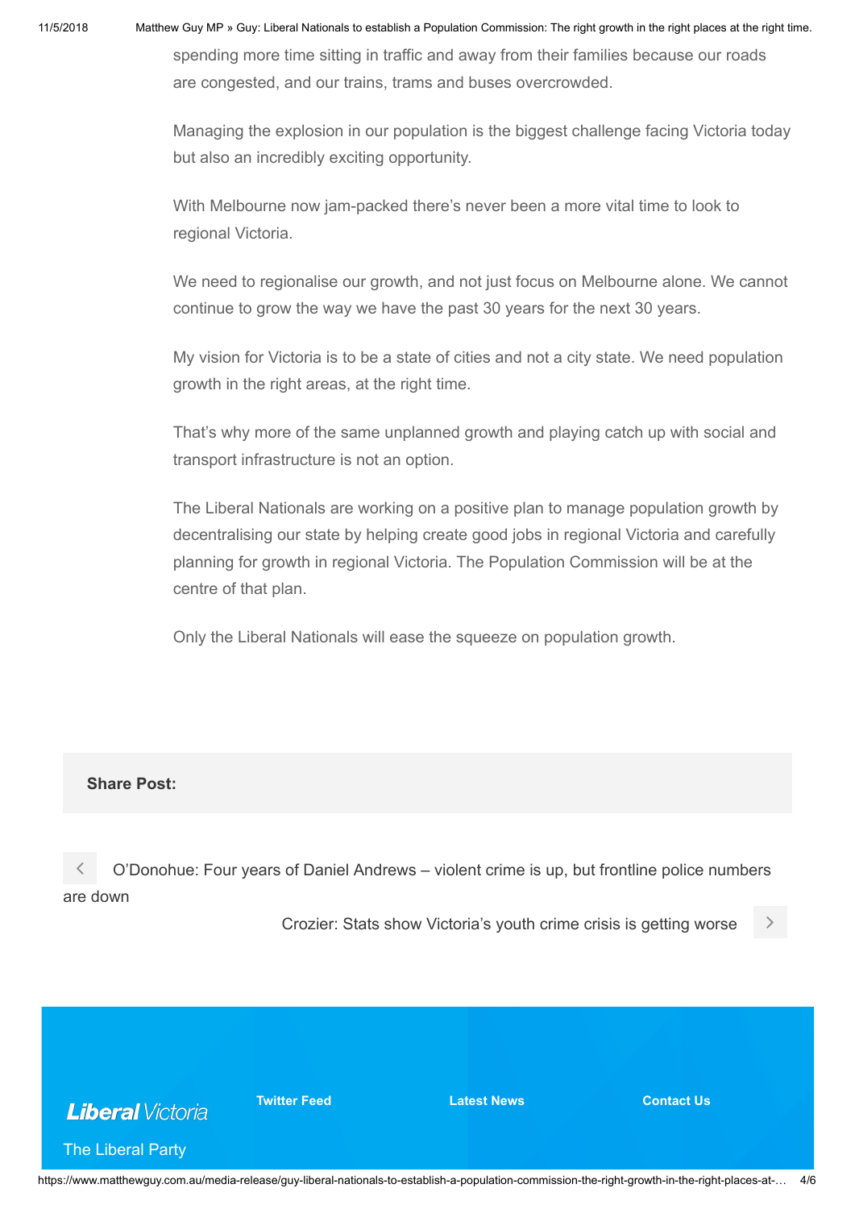spending more time sitting in traffic and away from their families because our roads are congested, and our trains, trams and buses overcrowded.

Managing the explosion in our population is the biggest challenge facing Victoria today but also an incredibly exciting opportunity.

With Melbourne now jam-packed there's never been a more vital time to look to regional Victoria.

We need to regionalise our growth, and not just focus on Melbourne alone. We cannot continue to grow the way we have the past 30 years for the next 30 years.

My vision for Victoria is to be a state of cities and not a city state. We need population growth in the right areas, at the right time.

That's why more of the same unplanned growth and playing catch up with social and transport infrastructure is not an option.

The Liberal Nationals are working on a positive plan to manage population growth by decentralising our state by helping create good jobs in regional Victoria and carefully planning for growth in regional Victoria. The Population Commission will be at the centre of that plan.

Only the Liberal Nationals will ease the squeeze on population growth.

**Share Post:**

‹ O'Donohue: Four years of Daniel Andrews – violent crime is up, but frontline police numbers are down

Crozier: Stats show Victoria's youth crime crisis is getting worse ›

**Liberal** Victoria

The Liberal Party

**Twitter Feed**

**Latest News**

**Contact Us**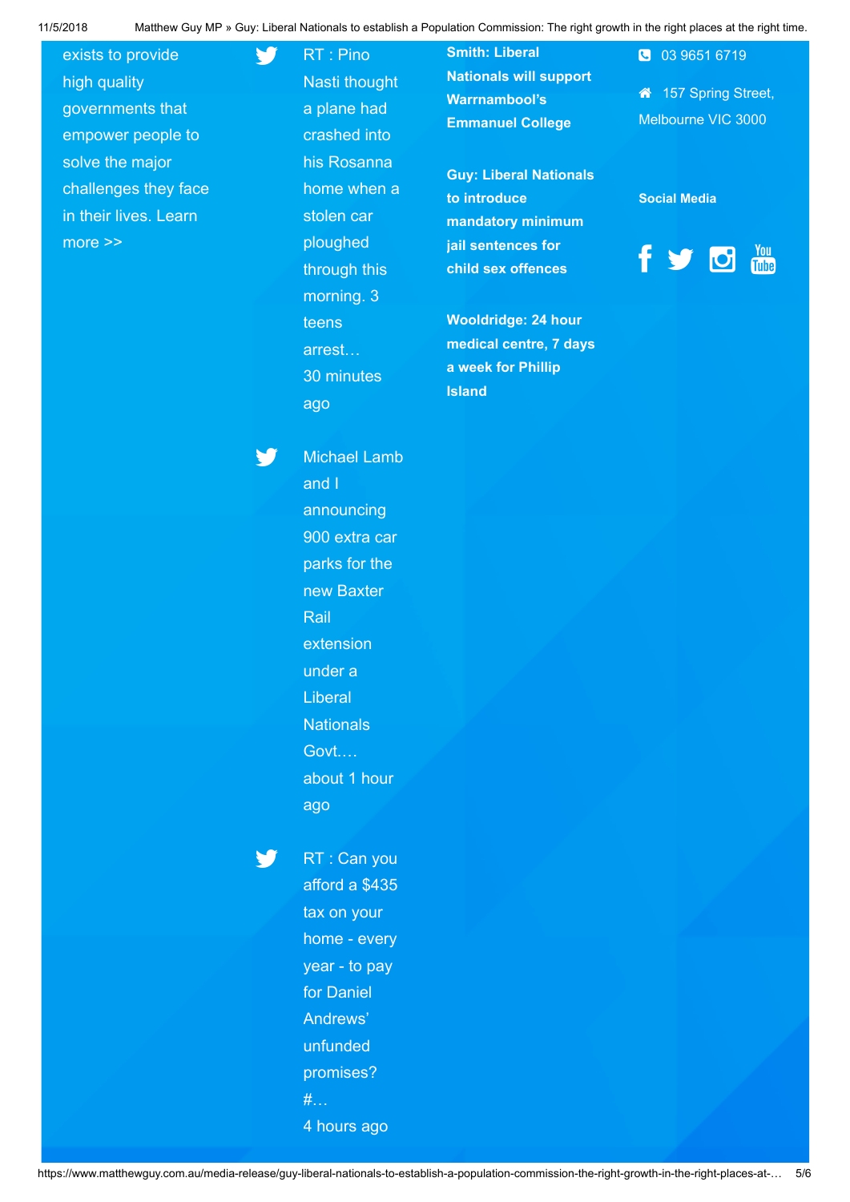exists to provide high quality governments that empower people to solve the major challenges they face in their lives. Learn more >>

RT : Pino Nasti thought a plane had crashed into his Rosanna home when a stolen car ploughed through this morning. 3 teens arrest…
30 minutes ago

Michael Lamb and I announcing 900 extra car parks for the new Baxter Rail extension under a Liberal Nationals Govt.…
about 1 hour ago

RT : Can you afford a $435 tax on your home - every year - to pay for Daniel Andrews' unfunded promises? #…
4 hours ago

**Smith: Liberal Nationals will support Warrnambool's Emmanuel College**

**Guy: Liberal Nationals to introduce mandatory minimum jail sentences for child sex offences**

**Wooldridge: 24 hour medical centre, 7 days a week for Phillip Island**

03 9651 6719

157 Spring Street, Melbourne VIC 3000

**Social Media**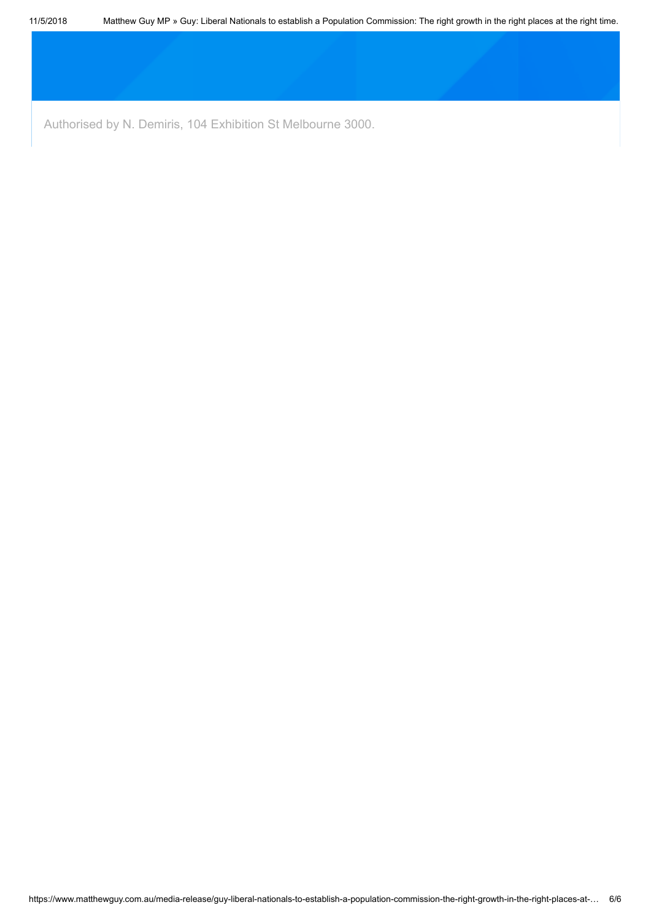Authorised by N. Demiris, 104 Exhibition St Melbourne 3000.